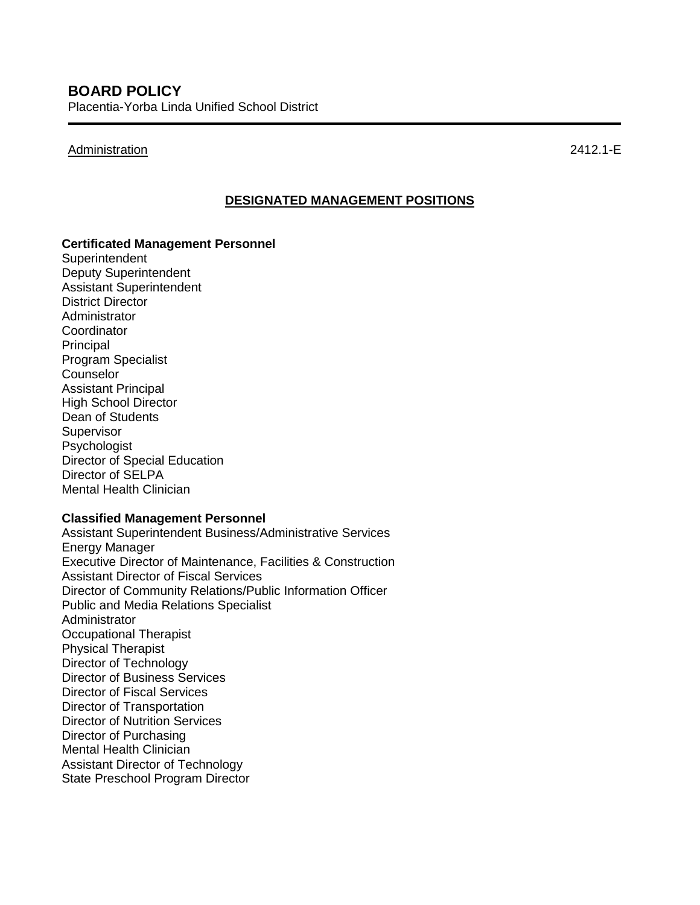# BOARD POLICY

Placentia-Yorba Linda Unified School District

Administration 2412.1-E

## DESIGNATED MANAGEMENT POSITIONS

**Certificated Management Personnel**

Superintendent
Deputy Superintendent
Assistant Superintendent
District Director
Administrator
Coordinator
Principal
Program Specialist
Counselor
Assistant Principal
High School Director
Dean of Students
Supervisor
Psychologist
Director of Special Education
Director of SELPA
Mental Health Clinician

**Classified Management Personnel**

Assistant Superintendent Business/Administrative Services
Energy Manager
Executive Director of Maintenance, Facilities & Construction
Assistant Director of Fiscal Services
Director of Community Relations/Public Information Officer
Public and Media Relations Specialist
Administrator
Occupational Therapist
Physical Therapist
Director of Technology
Director of Business Services
Director of Fiscal Services
Director of Transportation
Director of Nutrition Services
Director of Purchasing
Mental Health Clinician
Assistant Director of Technology
State Preschool Program Director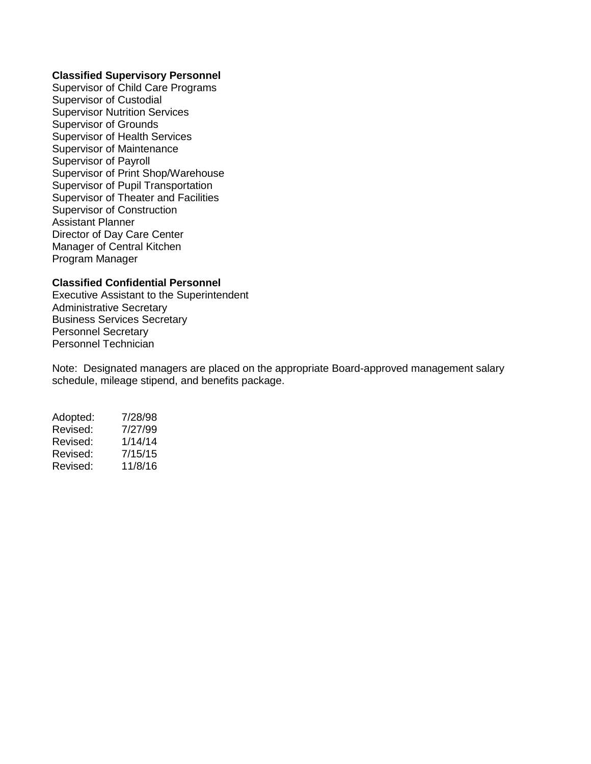**Classified Supervisory Personnel**

Supervisor of Child Care Programs
Supervisor of Custodial
Supervisor Nutrition Services
Supervisor of Grounds
Supervisor of Health Services
Supervisor of Maintenance
Supervisor of Payroll
Supervisor of Print Shop/Warehouse
Supervisor of Pupil Transportation
Supervisor of Theater and Facilities
Supervisor of Construction
Assistant Planner
Director of Day Care Center
Manager of Central Kitchen
Program Manager

**Classified Confidential Personnel**

Executive Assistant to the Superintendent
Administrative Secretary
Business Services Secretary
Personnel Secretary
Personnel Technician

Note: Designated managers are placed on the appropriate Board-approved management salary schedule, mileage stipend, and benefits package.

| | |
|---|---|
| Adopted: | 7/28/98 |
| Revised: | 7/27/99 |
| Revised: | 1/14/14 |
| Revised: | 7/15/15 |
| Revised: | 11/8/16 |